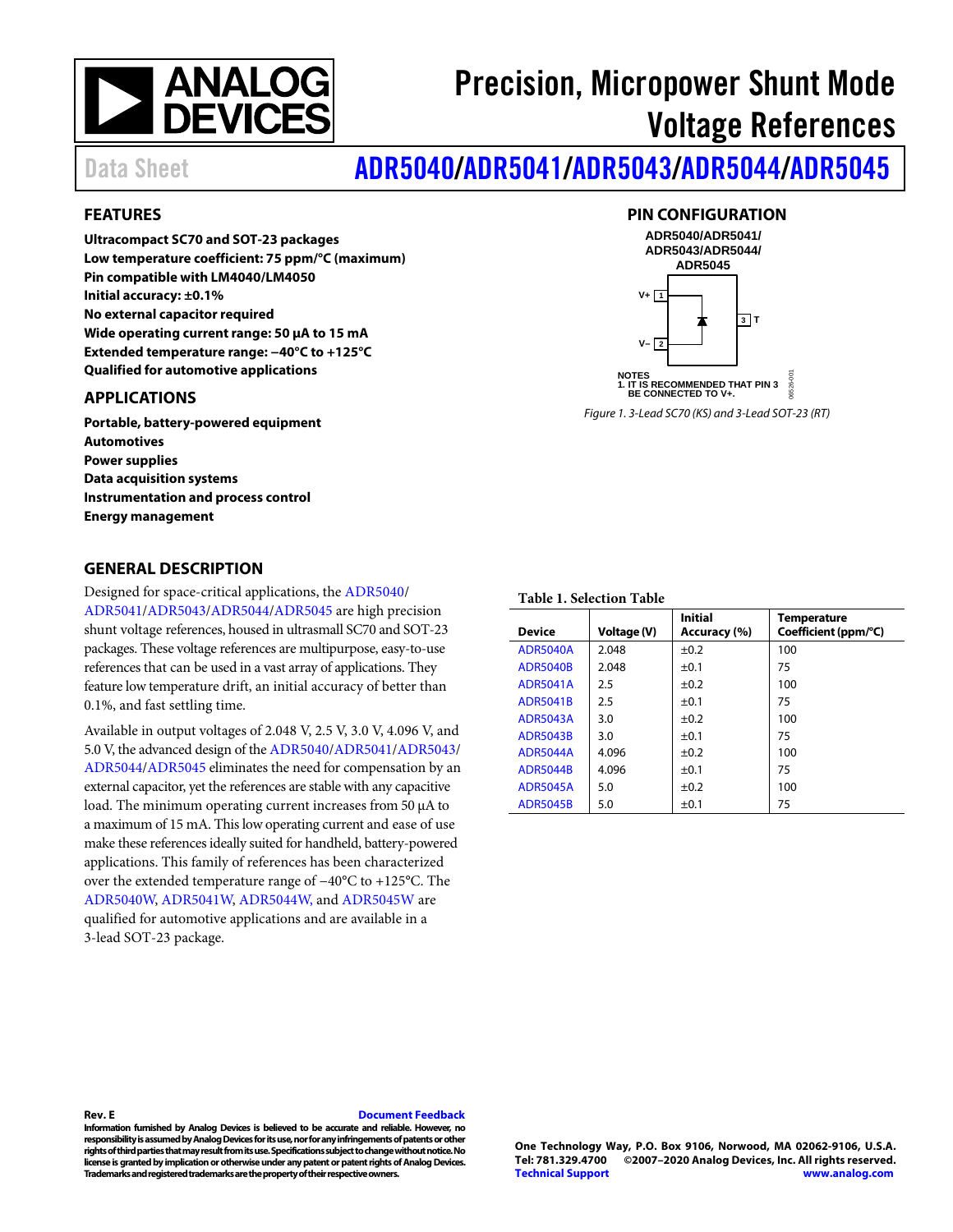# Precision, Micropower Shunt Mode Voltage References

Data Sheet

# ADR5040/ADR5041/ADR5043/ADR5044/ADR5045

## FEATURES

**Ultracompact SC70 and SOT-23 packages**
**Low temperature coefficient: 75 ppm/°C (maximum)**
**Pin compatible with LM4040/LM4050**
**Initial accuracy: ±0.1%**
**No external capacitor required**
**Wide operating current range: 50 µA to 15 mA**
**Extended temperature range: −40°C to +125°C**
**Qualified for automotive applications**

## APPLICATIONS

**Portable, battery-powered equipment**
**Automotives**
**Power supplies**
**Data acquisition systems**
**Instrumentation and process control**
**Energy management**

## PIN CONFIGURATION

ADR5040/ADR5041/ADR5043/ADR5044/ADR5045

V+ 1
V− 2
3 T

NOTES
1. IT IS RECOMMENDED THAT PIN 3 BE CONNECTED TO V+.

*Figure 1. 3-Lead SC70 (KS) and 3-Lead SOT-23 (RT)*

## GENERAL DESCRIPTION

Designed for space-critical applications, the ADR5040/ADR5041/ADR5043/ADR5044/ADR5045 are high precision shunt voltage references, housed in ultrasmall SC70 and SOT-23 packages. These voltage references are multipurpose, easy-to-use references that can be used in a vast array of applications. They feature low temperature drift, an initial accuracy of better than 0.1%, and fast settling time.

Available in output voltages of 2.048 V, 2.5 V, 3.0 V, 4.096 V, and 5.0 V, the advanced design of the ADR5040/ADR5041/ADR5043/ADR5044/ADR5045 eliminates the need for compensation by an external capacitor, yet the references are stable with any capacitive load. The minimum operating current increases from 50 µA to a maximum of 15 mA. This low operating current and ease of use make these references ideally suited for handheld, battery-powered applications. This family of references has been characterized over the extended temperature range of −40°C to +125°C. The ADR5040W, ADR5041W, ADR5044W, and ADR5045W are qualified for automotive applications and are available in a 3-lead SOT-23 package.

**Table 1. Selection Table**

| Device | Voltage (V) | Initial Accuracy (%) | Temperature Coefficient (ppm/°C) |
|---|---|---|---|
| ADR5040A | 2.048 | ±0.2 | 100 |
| ADR5040B | 2.048 | ±0.1 | 75 |
| ADR5041A | 2.5 | ±0.2 | 100 |
| ADR5041B | 2.5 | ±0.1 | 75 |
| ADR5043A | 3.0 | ±0.2 | 100 |
| ADR5043B | 3.0 | ±0.1 | 75 |
| ADR5044A | 4.096 | ±0.2 | 100 |
| ADR5044B | 4.096 | ±0.1 | 75 |
| ADR5045A | 5.0 | ±0.2 | 100 |
| ADR5045B | 5.0 | ±0.1 | 75 |

**Rev. E** Document Feedback

**Information furnished by Analog Devices is believed to be accurate and reliable. However, no responsibility is assumed by Analog Devices for its use, nor for any infringements of patents or other rights of third parties that may result from its use. Specifications subject to change without notice. No license is granted by implication or otherwise under any patent or patent rights of Analog Devices. Trademarks and registered trademarks are the property of their respective owners.**

**One Technology Way, P.O. Box 9106, Norwood, MA 02062-9106, U.S.A.**
**Tel: 781.329.4700 ©2007–2020 Analog Devices, Inc. All rights reserved.**
**Technical Support** **www.analog.com**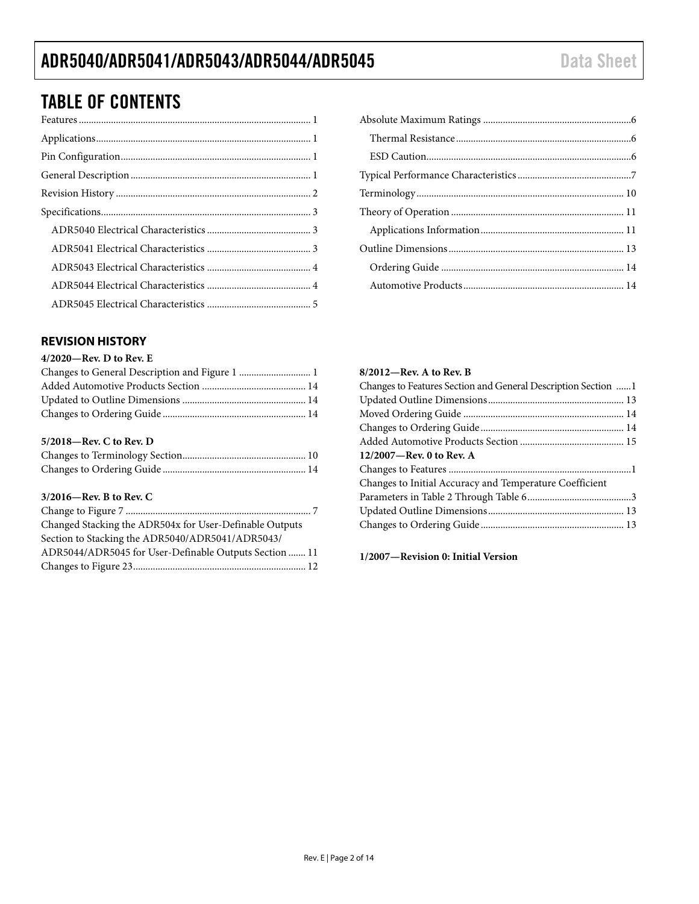## TABLE OF CONTENTS

Features .......... 1
Applications .......... 1
Pin Configuration .......... 1
General Description .......... 1
Revision History .......... 2
Specifications .......... 3
  ADR5040 Electrical Characteristics .......... 3
  ADR5041 Electrical Characteristics .......... 3
  ADR5043 Electrical Characteristics .......... 4
  ADR5044 Electrical Characteristics .......... 4
  ADR5045 Electrical Characteristics .......... 5
Absolute Maximum Ratings .......... 6
  Thermal Resistance .......... 6
  ESD Caution .......... 6
Typical Performance Characteristics .......... 7
Terminology .......... 10
Theory of Operation .......... 11
  Applications Information .......... 11
Outline Dimensions .......... 13
  Ordering Guide .......... 14
  Automotive Products .......... 14

### REVISION HISTORY

**4/2020—Rev. D to Rev. E**

Changes to General Description and Figure 1 .......... 1
Added Automotive Products Section .......... 14
Updated to Outline Dimensions .......... 14
Changes to Ordering Guide .......... 14

**5/2018—Rev. C to Rev. D**

Changes to Terminology Section .......... 10
Changes to Ordering Guide .......... 14

**3/2016—Rev. B to Rev. C**

Change to Figure 7 .......... 7
Changed Stacking the ADR504x for User-Definable Outputs Section to Stacking the ADR5040/ADR5041/ADR5043/ ADR5044/ADR5045 for User-Definable Outputs Section .......... 11
Changes to Figure 23 .......... 12

**8/2012—Rev. A to Rev. B**

Changes to Features Section and General Description Section .......... 1
Updated Outline Dimensions .......... 13
Moved Ordering Guide .......... 14
Changes to Ordering Guide .......... 14
Added Automotive Products Section .......... 15

**12/2007—Rev. 0 to Rev. A**

Changes to Features .......... 1
Changes to Initial Accuracy and Temperature Coefficient Parameters in Table 2 Through Table 6 .......... 3
Updated Outline Dimensions .......... 13
Changes to Ordering Guide .......... 13

**1/2007—Revision 0: Initial Version**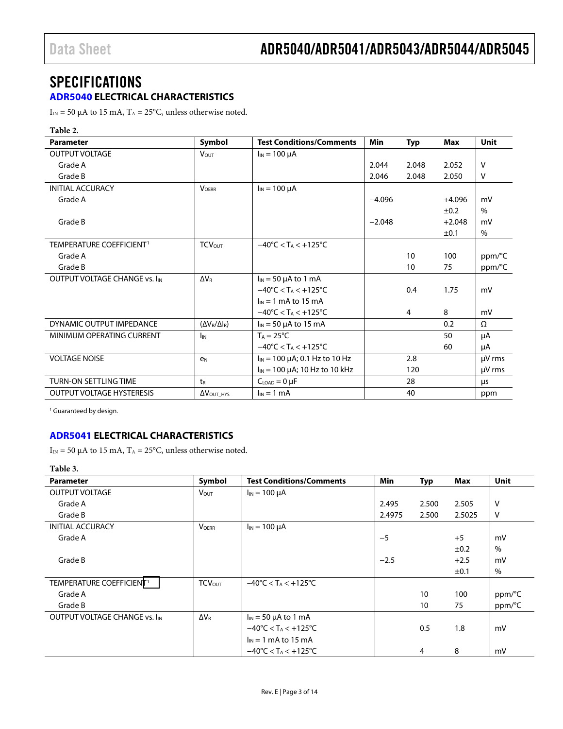## SPECIFICATIONS

### ADR5040 ELECTRICAL CHARACTERISTICS

$I_{IN}$ = 50 µA to 15 mA, $T_A$ = 25°C, unless otherwise noted.

**Table 2.**

| Parameter | Symbol | Test Conditions/Comments | Min | Typ | Max | Unit |
|---|---|---|---|---|---|---|
| OUTPUT VOLTAGE | $V_{OUT}$ | $I_{IN}$ = 100 µA | | | | |
| Grade A | | | 2.044 | 2.048 | 2.052 | V |
| Grade B | | | 2.046 | 2.048 | 2.050 | V |
| INITIAL ACCURACY | $V_{OERR}$ | $I_{IN}$ = 100 µA | | | | |
| Grade A | | | −4.096 | | +4.096 | mV |
| | | | | | ±0.2 | % |
| Grade B | | | −2.048 | | +2.048 | mV |
| | | | | | ±0.1 | % |
| TEMPERATURE COEFFICIENT[1] | $TCV_{OUT}$ | −40°C < $T_A$ < +125°C | | | | |
| Grade A | | | | 10 | 100 | ppm/°C |
| Grade B | | | | 10 | 75 | ppm/°C |
| OUTPUT VOLTAGE CHANGE vs. $I_{IN}$ | $\Delta V_R$ | $I_{IN}$ = 50 µA to 1 mA | | | | |
| | | −40°C < $T_A$ < +125°C | | 0.4 | 1.75 | mV |
| | | $I_{IN}$ = 1 mA to 15 mA | | | | |
| | | −40°C < $T_A$ < +125°C | | 4 | 8 | mV |
| DYNAMIC OUTPUT IMPEDANCE | $(\Delta V_R/\Delta I_R)$ | $I_{IN}$ = 50 µA to 15 mA | | | 0.2 | Ω |
| MINIMUM OPERATING CURRENT | $I_{IN}$ | $T_A$ = 25°C | | | 50 | µA |
| | | −40°C < $T_A$ < +125°C | | | 60 | µA |
| VOLTAGE NOISE | $e_N$ | $I_{IN}$ = 100 µA; 0.1 Hz to 10 Hz | | 2.8 | | µV rms |
| | | $I_{IN}$ = 100 µA; 10 Hz to 10 kHz | | 120 | | µV rms |
| TURN-ON SETTLING TIME | $t_R$ | $C_{LOAD}$ = 0 µF | | 28 | | µs |
| OUTPUT VOLTAGE HYSTERESIS | $\Delta V_{OUT\_HYS}$ | $I_{IN}$ = 1 mA | | 40 | | ppm |

[1] Guaranteed by design.

### ADR5041 ELECTRICAL CHARACTERISTICS

$I_{IN}$ = 50 µA to 15 mA, $T_A$ = 25°C, unless otherwise noted.

**Table 3.**

| Parameter | Symbol | Test Conditions/Comments | Min | Typ | Max | Unit |
|---|---|---|---|---|---|---|
| OUTPUT VOLTAGE | $V_{OUT}$ | $I_{IN}$ = 100 µA | | | | |
| Grade A | | | 2.495 | 2.500 | 2.505 | V |
| Grade B | | | 2.4975 | 2.500 | 2.5025 | V |
| INITIAL ACCURACY | $V_{OERR}$ | $I_{IN}$ = 100 µA | | | | |
| Grade A | | | −5 | | +5 | mV |
| | | | | | ±0.2 | % |
| Grade B | | | −2.5 | | +2.5 | mV |
| | | | | | ±0.1 | % |
| TEMPERATURE COEFFICIENT[1] | $TCV_{OUT}$ | −40°C < $T_A$ < +125°C | | | | |
| Grade A | | | | 10 | 100 | ppm/°C |
| Grade B | | | | 10 | 75 | ppm/°C |
| OUTPUT VOLTAGE CHANGE vs. $I_{IN}$ | $\Delta V_R$ | $I_{IN}$ = 50 µA to 1 mA | | | | |
| | | −40°C < $T_A$ < +125°C | | 0.5 | 1.8 | mV |
| | | $I_{IN}$ = 1 mA to 15 mA | | | | |
| | | −40°C < $T_A$ < +125°C | | 4 | 8 | mV |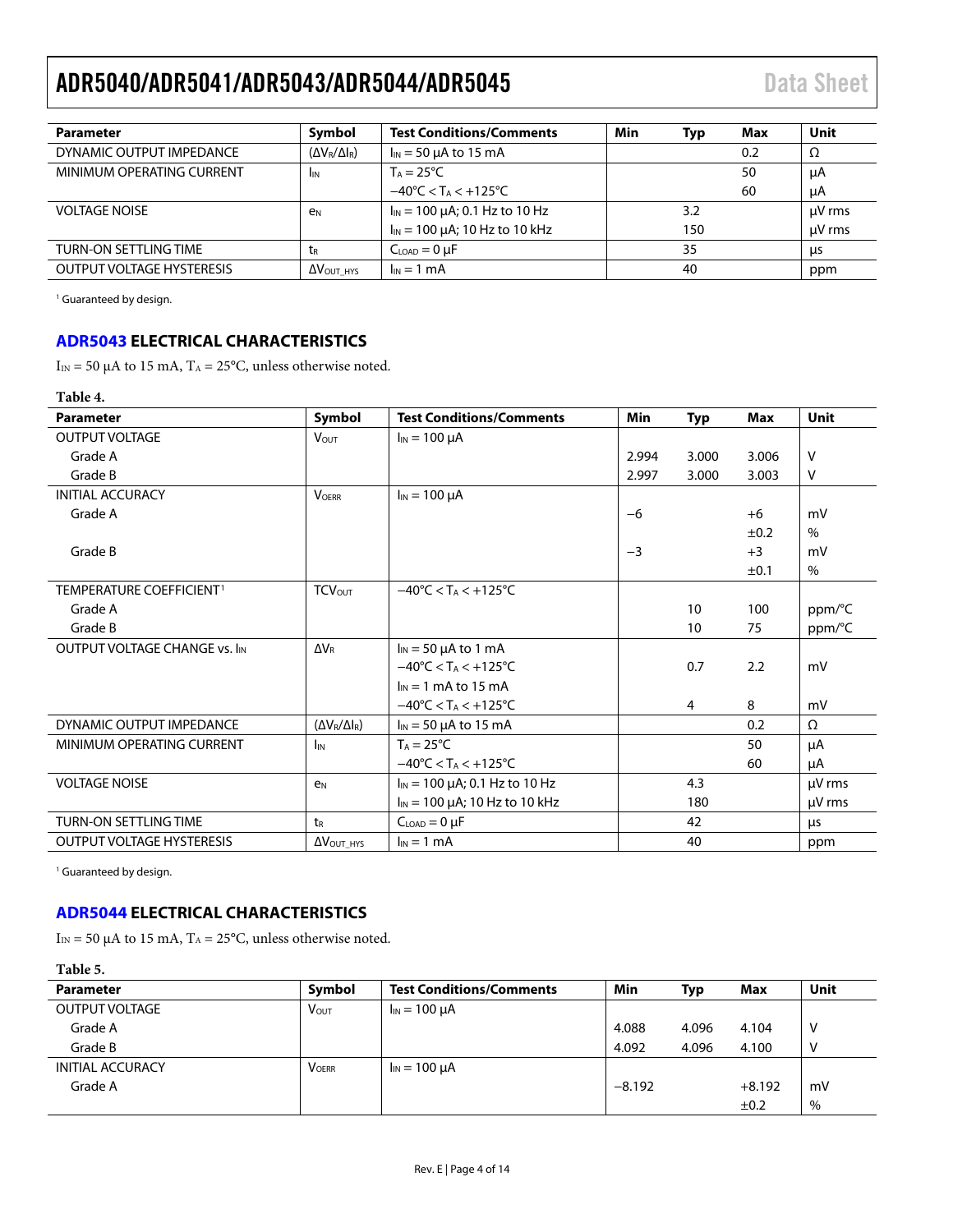| Parameter | Symbol | Test Conditions/Comments | Min | Typ | Max | Unit |
|---|---|---|---|---|---|---|
| DYNAMIC OUTPUT IMPEDANCE | $(\Delta V_R/\Delta I_R)$ | $I_{IN}$ = 50 μA to 15 mA | | | 0.2 | Ω |
| MINIMUM OPERATING CURRENT | $I_{IN}$ | $T_A$ = 25°C | | | 50 | μA |
| | | −40°C < $T_A$ < +125°C | | | 60 | μA |
| VOLTAGE NOISE | $e_N$ | $I_{IN}$ = 100 μA; 0.1 Hz to 10 Hz | | 3.2 | | μV rms |
| | | $I_{IN}$ = 100 μA; 10 Hz to 10 kHz | | 150 | | μV rms |
| TURN-ON SETTLING TIME | $t_R$ | $C_{LOAD}$ = 0 μF | | 35 | | μs |
| OUTPUT VOLTAGE HYSTERESIS | $\Delta V_{OUT\_HYS}$ | $I_{IN}$ = 1 mA | | 40 | | ppm |

[1] Guaranteed by design.

## ADR5043 ELECTRICAL CHARACTERISTICS

$I_{IN}$ = 50 μA to 15 mA, $T_A$ = 25°C, unless otherwise noted.

**Table 4.**

| Parameter | Symbol | Test Conditions/Comments | Min | Typ | Max | Unit |
|---|---|---|---|---|---|---|
| OUTPUT VOLTAGE | $V_{OUT}$ | $I_{IN}$ = 100 μA | | | | |
| Grade A | | | 2.994 | 3.000 | 3.006 | V |
| Grade B | | | 2.997 | 3.000 | 3.003 | V |
| INITIAL ACCURACY | $V_{OERR}$ | $I_{IN}$ = 100 μA | | | | |
| Grade A | | | −6 | | +6 | mV |
| | | | | | ±0.2 | % |
| Grade B | | | −3 | | +3 | mV |
| | | | | | ±0.1 | % |
| TEMPERATURE COEFFICIENT[1] | $TCV_{OUT}$ | −40°C < $T_A$ < +125°C | | | | |
| Grade A | | | | 10 | 100 | ppm/°C |
| Grade B | | | | 10 | 75 | ppm/°C |
| OUTPUT VOLTAGE CHANGE vs. $I_{IN}$ | $\Delta V_R$ | $I_{IN}$ = 50 μA to 1 mA | | | | |
| | | −40°C < $T_A$ < +125°C | | 0.7 | 2.2 | mV |
| | | $I_{IN}$ = 1 mA to 15 mA | | | | |
| | | −40°C < $T_A$ < +125°C | | 4 | 8 | mV |
| DYNAMIC OUTPUT IMPEDANCE | $(\Delta V_R/\Delta I_R)$ | $I_{IN}$ = 50 μA to 15 mA | | | 0.2 | Ω |
| MINIMUM OPERATING CURRENT | $I_{IN}$ | $T_A$ = 25°C | | | 50 | μA |
| | | −40°C < $T_A$ < +125°C | | | 60 | μA |
| VOLTAGE NOISE | $e_N$ | $I_{IN}$ = 100 μA; 0.1 Hz to 10 Hz | | 4.3 | | μV rms |
| | | $I_{IN}$ = 100 μA; 10 Hz to 10 kHz | | 180 | | μV rms |
| TURN-ON SETTLING TIME | $t_R$ | $C_{LOAD}$ = 0 μF | | 42 | | μs |
| OUTPUT VOLTAGE HYSTERESIS | $\Delta V_{OUT\_HYS}$ | $I_{IN}$ = 1 mA | | 40 | | ppm |

[1] Guaranteed by design.

## ADR5044 ELECTRICAL CHARACTERISTICS

$I_{IN}$ = 50 μA to 15 mA, $T_A$ = 25°C, unless otherwise noted.

**Table 5.**

| Parameter | Symbol | Test Conditions/Comments | Min | Typ | Max | Unit |
|---|---|---|---|---|---|---|
| OUTPUT VOLTAGE | $V_{OUT}$ | $I_{IN}$ = 100 μA | | | | |
| Grade A | | | 4.088 | 4.096 | 4.104 | V |
| Grade B | | | 4.092 | 4.096 | 4.100 | V |
| INITIAL ACCURACY | $V_{OERR}$ | $I_{IN}$ = 100 μA | | | | |
| Grade A | | | −8.192 | | +8.192 | mV |
| | | | | | ±0.2 | % |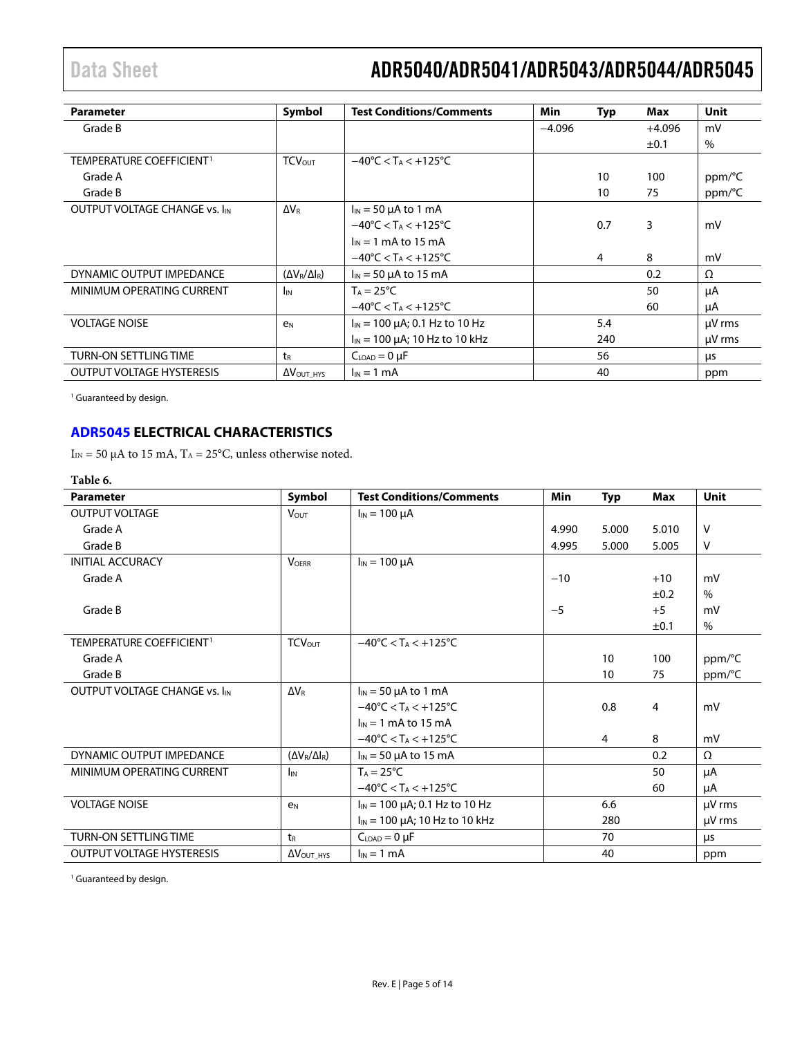| Parameter | Symbol | Test Conditions/Comments | Min | Typ | Max | Unit |
| --- | --- | --- | --- | --- | --- | --- |
| Grade B | | | −4.096 | | +4.096 | mV |
| | | | | | ±0.1 | % |
| TEMPERATURE COEFFICIENT[1] | $TCV_{OUT}$ | $-40°C < T_A < +125°C$ | | | | |
| Grade A | | | | 10 | 100 | ppm/°C |
| Grade B | | | | 10 | 75 | ppm/°C |
| OUTPUT VOLTAGE CHANGE vs. $I_{IN}$ | $\Delta V_R$ | $I_{IN}$ = 50 µA to 1 mA | | | | |
| | | $-40°C < T_A < +125°C$ | | 0.7 | 3 | mV |
| | | $I_{IN}$ = 1 mA to 15 mA | | | | |
| | | $-40°C < T_A < +125°C$ | | 4 | 8 | mV |
| DYNAMIC OUTPUT IMPEDANCE | $(\Delta V_R/\Delta I_R)$ | $I_{IN}$ = 50 µA to 15 mA | | | 0.2 | Ω |
| MINIMUM OPERATING CURRENT | $I_{IN}$ | $T_A$ = 25°C | | | 50 | µA |
| | | $-40°C < T_A < +125°C$ | | | 60 | µA |
| VOLTAGE NOISE | $e_N$ | $I_{IN}$ = 100 µA; 0.1 Hz to 10 Hz | | 5.4 | | µV rms |
| | | $I_{IN}$ = 100 µA; 10 Hz to 10 kHz | | 240 | | µV rms |
| TURN-ON SETTLING TIME | $t_R$ | $C_{LOAD}$ = 0 µF | | 56 | | µs |
| OUTPUT VOLTAGE HYSTERESIS | $\Delta V_{OUT\_HYS}$ | $I_{IN}$ = 1 mA | | 40 | | ppm |

[1] Guaranteed by design.

## ADR5045 ELECTRICAL CHARACTERISTICS

$I_{IN}$ = 50 µA to 15 mA, $T_A$ = 25°C, unless otherwise noted.

**Table 6.**

| Parameter | Symbol | Test Conditions/Comments | Min | Typ | Max | Unit |
| --- | --- | --- | --- | --- | --- | --- |
| OUTPUT VOLTAGE | $V_{OUT}$ | $I_{IN}$ = 100 µA | | | | |
| Grade A | | | 4.990 | 5.000 | 5.010 | V |
| Grade B | | | 4.995 | 5.000 | 5.005 | V |
| INITIAL ACCURACY | $V_{OERR}$ | $I_{IN}$ = 100 µA | | | | |
| Grade A | | | −10 | | +10 | mV |
| | | | | | ±0.2 | % |
| Grade B | | | −5 | | +5 | mV |
| | | | | | ±0.1 | % |
| TEMPERATURE COEFFICIENT[1] | $TCV_{OUT}$ | $-40°C < T_A < +125°C$ | | | | |
| Grade A | | | | 10 | 100 | ppm/°C |
| Grade B | | | | 10 | 75 | ppm/°C |
| OUTPUT VOLTAGE CHANGE vs. $I_{IN}$ | $\Delta V_R$ | $I_{IN}$ = 50 µA to 1 mA | | | | |
| | | $-40°C < T_A < +125°C$ | | 0.8 | 4 | mV |
| | | $I_{IN}$ = 1 mA to 15 mA | | | | |
| | | $-40°C < T_A < +125°C$ | | 4 | 8 | mV |
| DYNAMIC OUTPUT IMPEDANCE | $(\Delta V_R/\Delta I_R)$ | $I_{IN}$ = 50 µA to 15 mA | | | 0.2 | Ω |
| MINIMUM OPERATING CURRENT | $I_{IN}$ | $T_A$ = 25°C | | | 50 | µA |
| | | $-40°C < T_A < +125°C$ | | | 60 | µA |
| VOLTAGE NOISE | $e_N$ | $I_{IN}$ = 100 µA; 0.1 Hz to 10 Hz | | 6.6 | | µV rms |
| | | $I_{IN}$ = 100 µA; 10 Hz to 10 kHz | | 280 | | µV rms |
| TURN-ON SETTLING TIME | $t_R$ | $C_{LOAD}$ = 0 µF | | 70 | | µs |
| OUTPUT VOLTAGE HYSTERESIS | $\Delta V_{OUT\_HYS}$ | $I_{IN}$ = 1 mA | | 40 | | ppm |

[1] Guaranteed by design.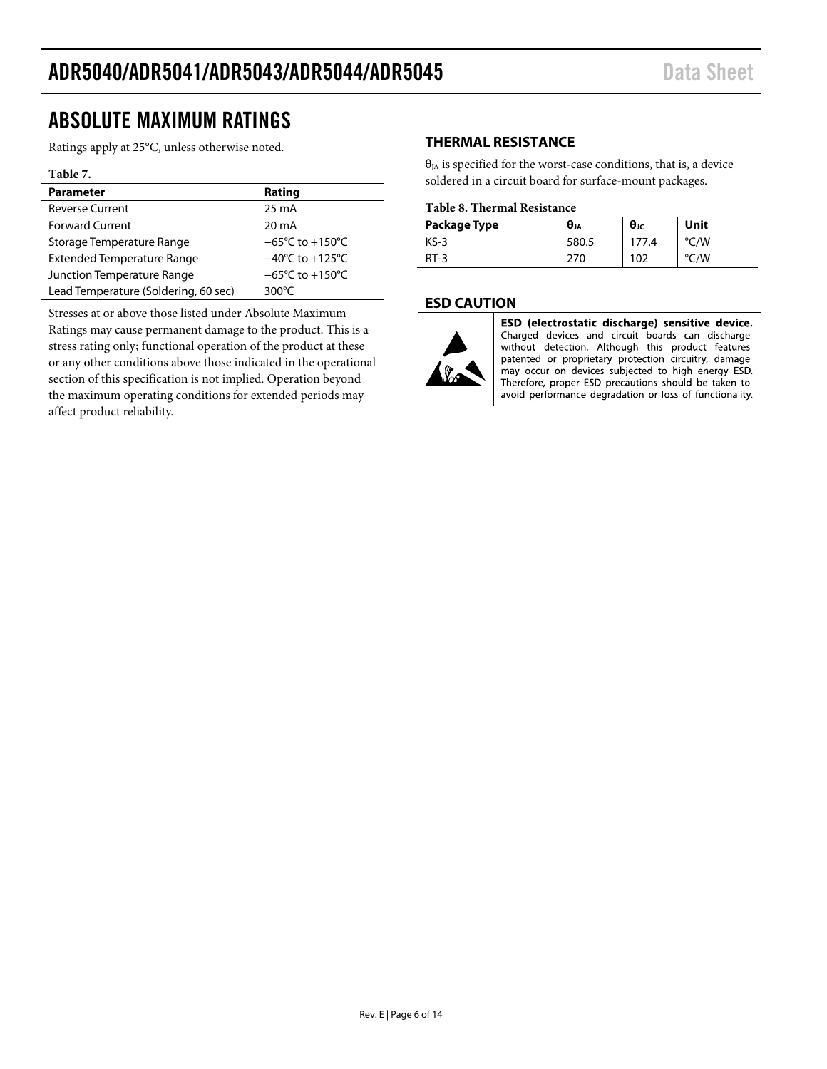## ABSOLUTE MAXIMUM RATINGS

Ratings apply at 25°C, unless otherwise noted.

**Table 7.**

| Parameter | Rating |
|---|---|
| Reverse Current | 25 mA |
| Forward Current | 20 mA |
| Storage Temperature Range | −65°C to +150°C |
| Extended Temperature Range | −40°C to +125°C |
| Junction Temperature Range | −65°C to +150°C |
| Lead Temperature (Soldering, 60 sec) | 300°C |

Stresses at or above those listed under Absolute Maximum Ratings may cause permanent damage to the product. This is a stress rating only; functional operation of the product at these or any other conditions above those indicated in the operational section of this specification is not implied. Operation beyond the maximum operating conditions for extended periods may affect product reliability.

### THERMAL RESISTANCE

$\theta_{JA}$ is specified for the worst-case conditions, that is, a device soldered in a circuit board for surface-mount packages.

**Table 8. Thermal Resistance**

| Package Type | $\theta_{JA}$ | $\theta_{JC}$ | Unit |
|---|---|---|---|
| KS-3 | 580.5 | 177.4 | °C/W |
| RT-3 | 270 | 102 | °C/W |

### ESD CAUTION

**ESD (electrostatic discharge) sensitive device.** Charged devices and circuit boards can discharge without detection. Although this product features patented or proprietary protection circuitry, damage may occur on devices subjected to high energy ESD. Therefore, proper ESD precautions should be taken to avoid performance degradation or loss of functionality.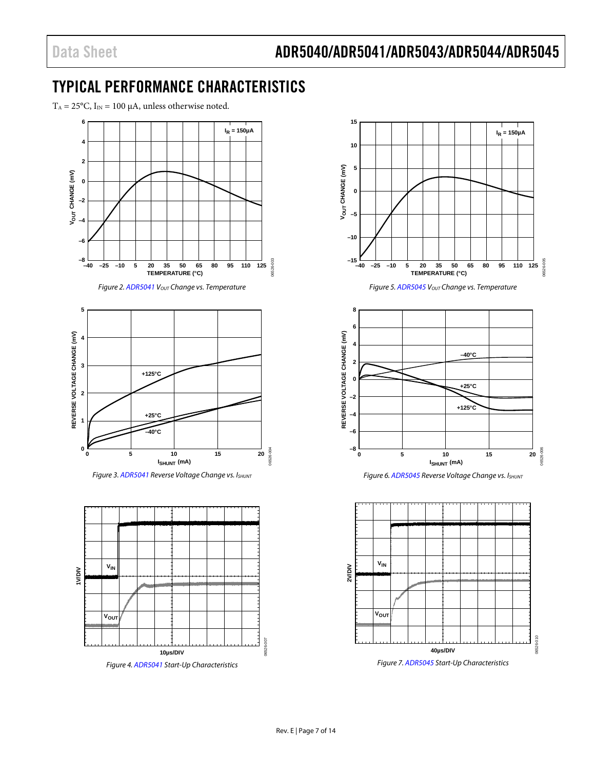## TYPICAL PERFORMANCE CHARACTERISTICS

$T_A = 25°C$, $I_{IN} = 100\ \mu A$, unless otherwise noted.

*Figure 2. ADR5041 $V_{OUT}$ Change vs. Temperature*

*Figure 3. ADR5041 Reverse Voltage Change vs. $I_{SHUNT}$*

*Figure 4. ADR5041 Start-Up Characteristics*

*Figure 5. ADR5045 $V_{OUT}$ Change vs. Temperature*

*Figure 6. ADR5045 Reverse Voltage Change vs. $I_{SHUNT}$*

*Figure 7. ADR5045 Start-Up Characteristics*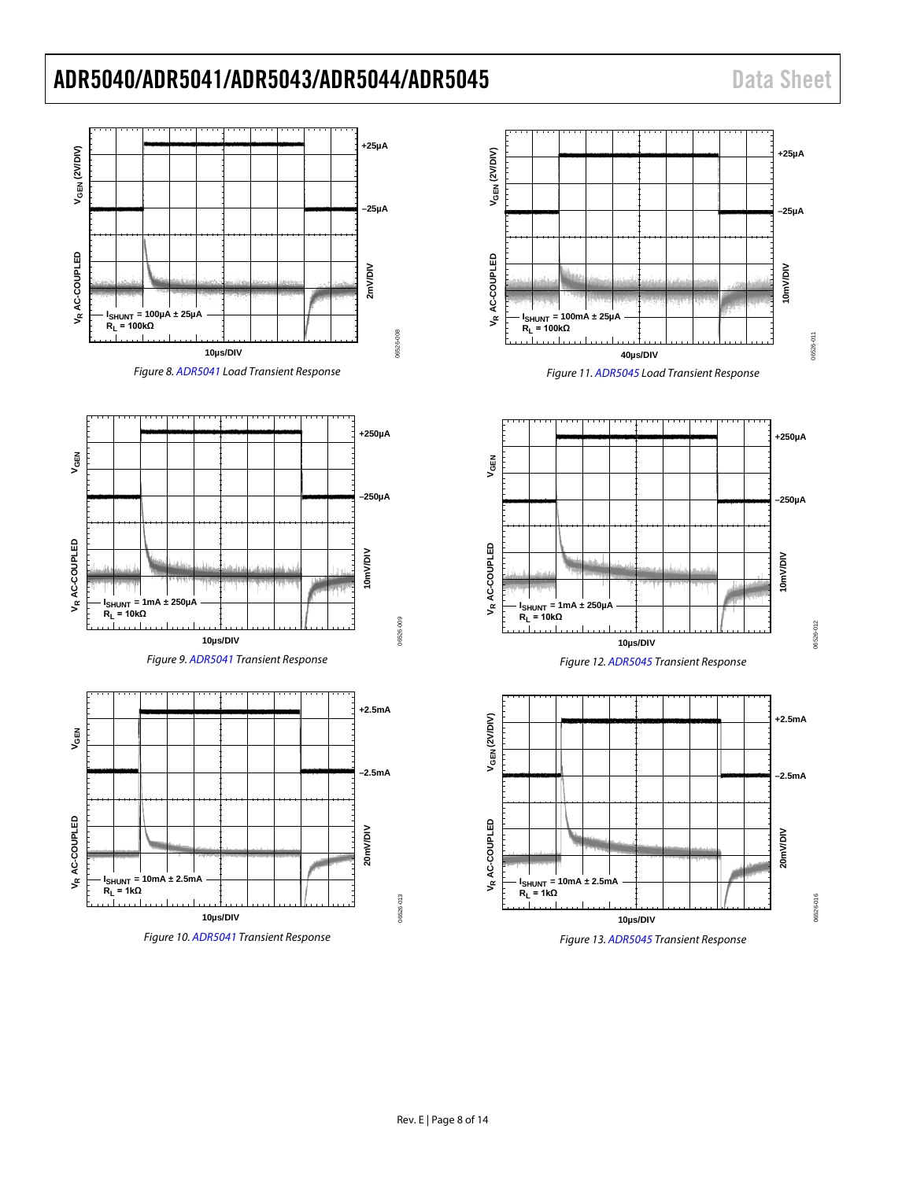Figure 8. ADR5041 Load Transient Response

Figure 9. ADR5041 Transient Response

Figure 10. ADR5041 Transient Response

Figure 11. ADR5045 Load Transient Response

Figure 12. ADR5045 Transient Response

Figure 13. ADR5045 Transient Response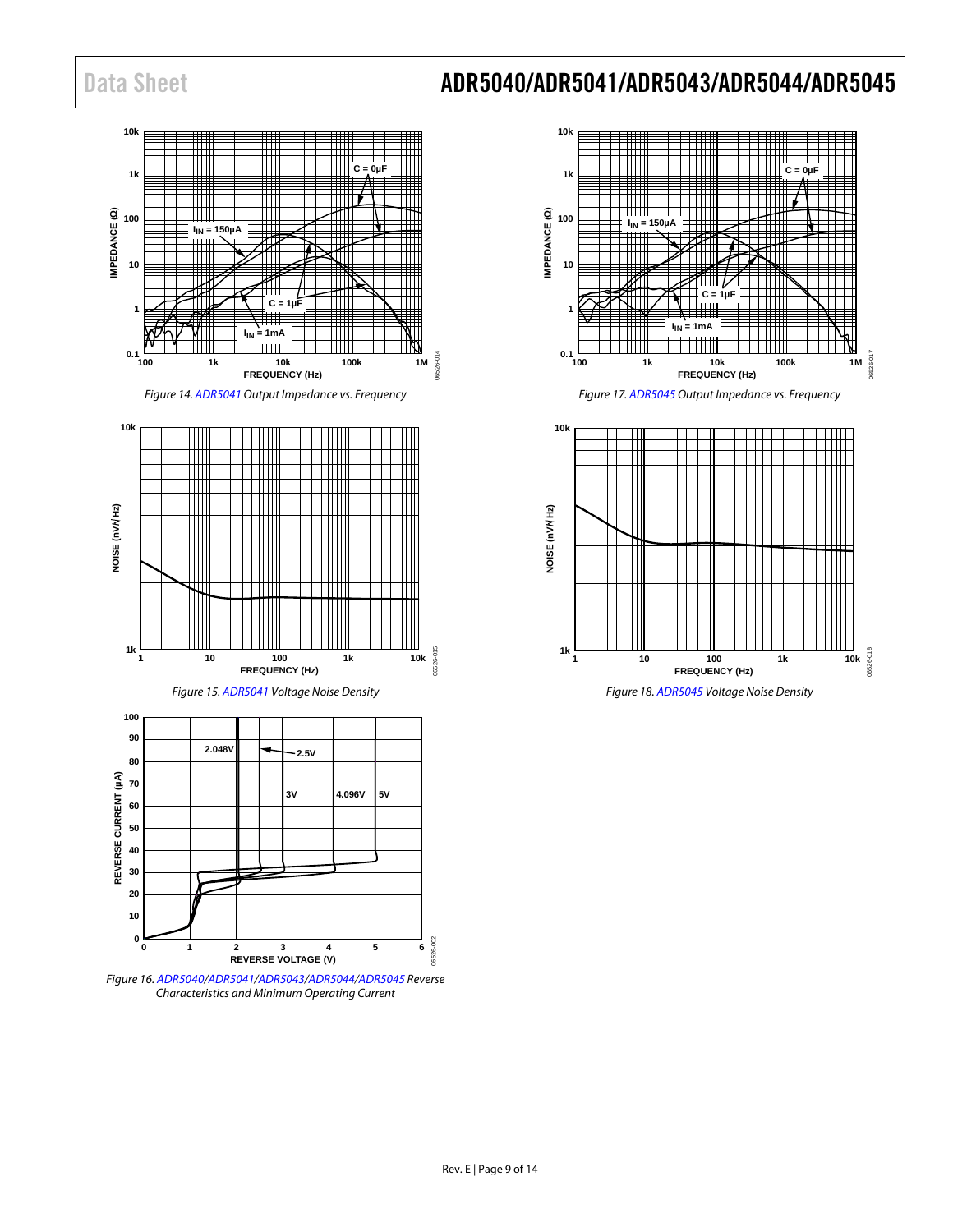Figure 14. ADR5041 Output Impedance vs. Frequency

Figure 15. ADR5041 Voltage Noise Density

Figure 16. ADR5040/ADR5041/ADR5043/ADR5044/ADR5045 Reverse Characteristics and Minimum Operating Current

Figure 17. ADR5045 Output Impedance vs. Frequency

Figure 18. ADR5045 Voltage Noise Density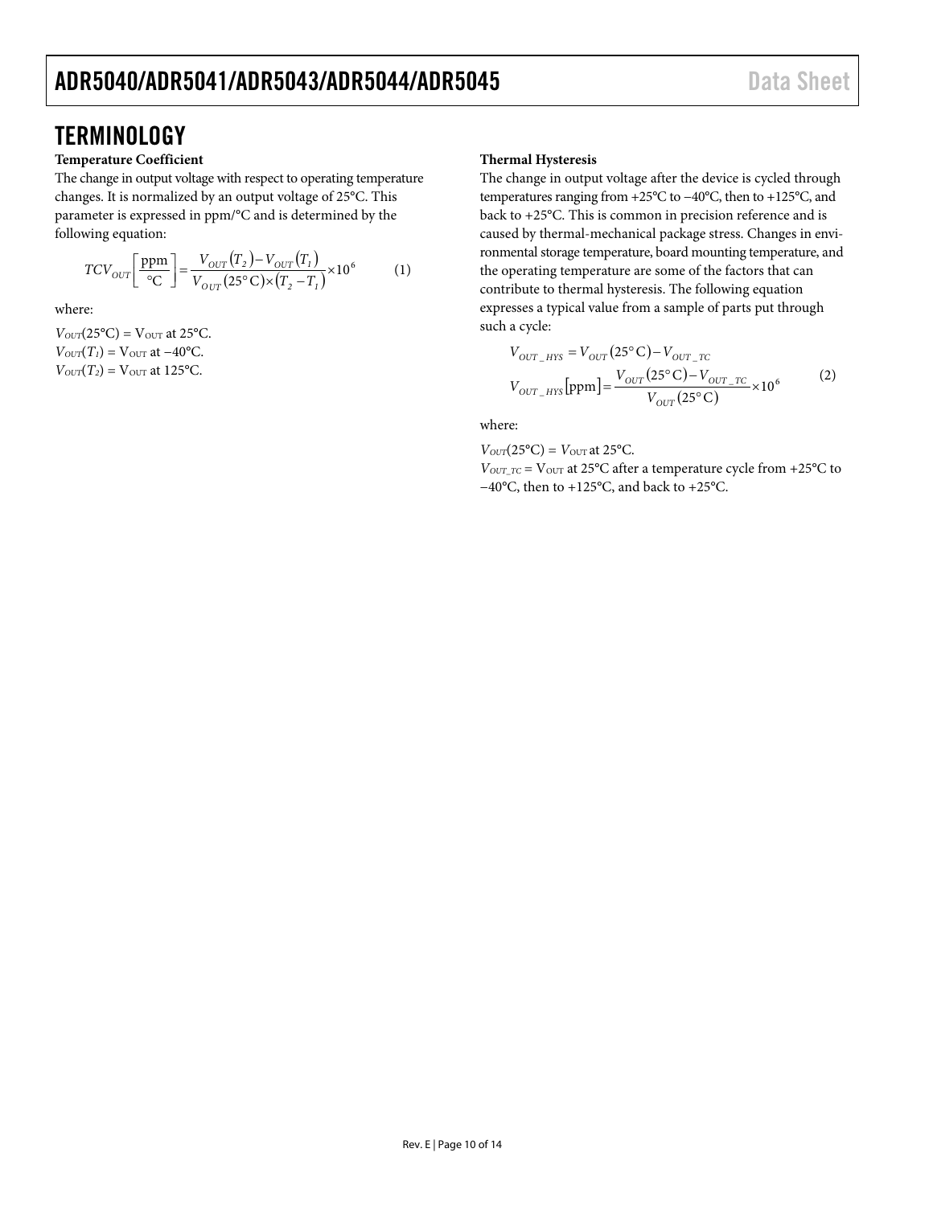## TERMINOLOGY

### Temperature Coefficient

The change in output voltage with respect to operating temperature changes. It is normalized by an output voltage of 25°C. This parameter is expressed in ppm/°C and is determined by the following equation:

$$TCV_{OUT}\left[\frac{\text{ppm}}{°\text{C}}\right] = \frac{V_{OUT}(T_2) - V_{OUT}(T_1)}{V_{OUT}(25°\text{C}) \times (T_2 - T_1)} \times 10^6 \tag{1}$$

where:

$V_{OUT}(25°C)$ = $V_{OUT}$ at 25°C.
$V_{OUT}(T_1)$ = $V_{OUT}$ at −40°C.
$V_{OUT}(T_2)$ = $V_{OUT}$ at 125°C.

### Thermal Hysteresis

The change in output voltage after the device is cycled through temperatures ranging from +25°C to −40°C, then to +125°C, and back to +25°C. This is common in precision reference and is caused by thermal-mechanical package stress. Changes in environmental storage temperature, board mounting temperature, and the operating temperature are some of the factors that can contribute to thermal hysteresis. The following equation expresses a typical value from a sample of parts put through such a cycle:

$$V_{OUT\_HYS} = V_{OUT}(25°\text{C}) - V_{OUT\_TC}$$

$$V_{OUT\_HYS}[\text{ppm}] = \frac{V_{OUT}(25°\text{C}) - V_{OUT\_TC}}{V_{OUT}(25°\text{C})} \times 10^6 \tag{2}$$

where:

$V_{OUT}(25°C)$ = $V_{OUT}$ at 25°C.
$V_{OUT\_TC}$ = $V_{OUT}$ at 25°C after a temperature cycle from +25°C to −40°C, then to +125°C, and back to +25°C.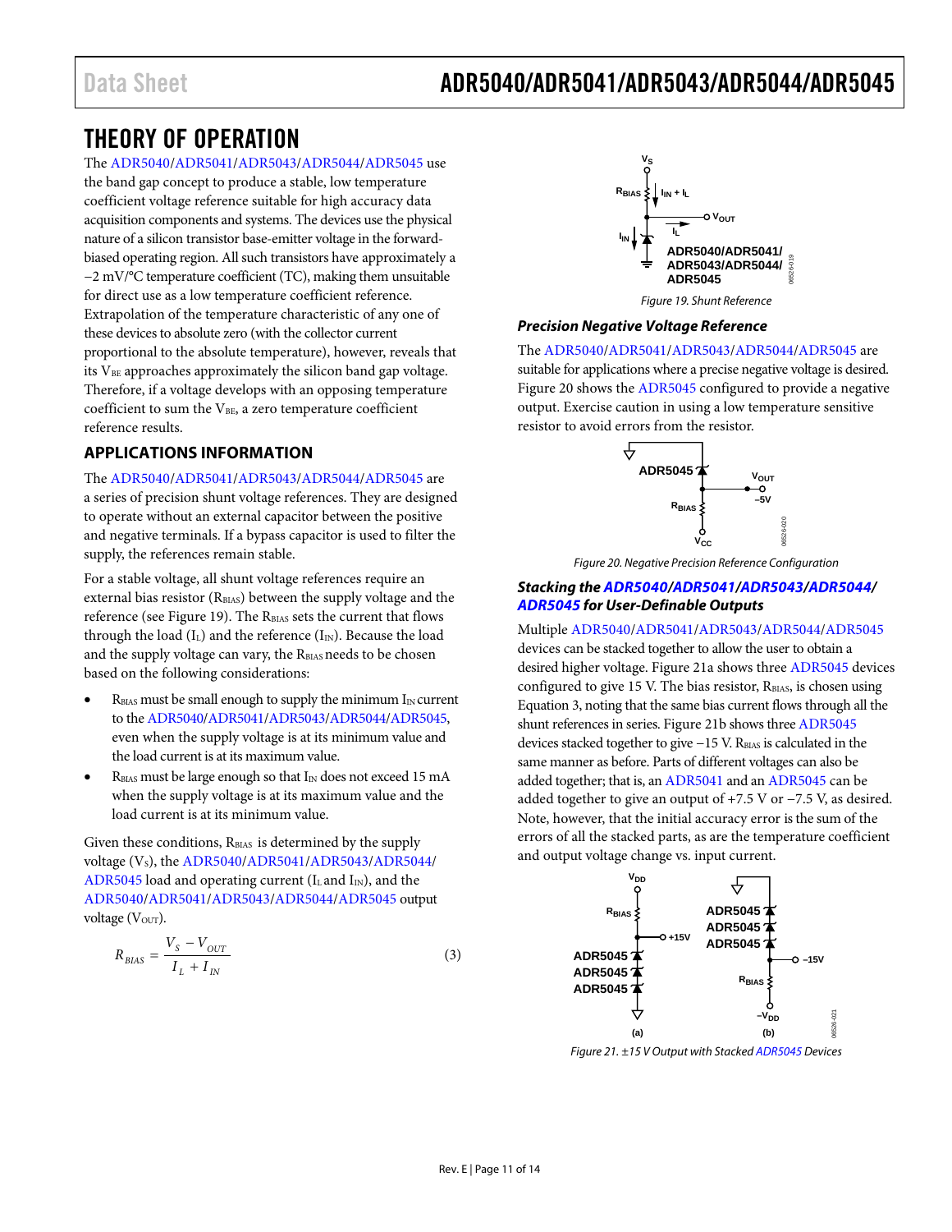# THEORY OF OPERATION

The ADR5040/ADR5041/ADR5043/ADR5044/ADR5045 use the band gap concept to produce a stable, low temperature coefficient voltage reference suitable for high accuracy data acquisition components and systems. The devices use the physical nature of a silicon transistor base-emitter voltage in the forward-biased operating region. All such transistors have approximately a −2 mV/°C temperature coefficient (TC), making them unsuitable for direct use as a low temperature coefficient reference. Extrapolation of the temperature characteristic of any one of these devices to absolute zero (with the collector current proportional to the absolute temperature), however, reveals that its $V_{BE}$ approaches approximately the silicon band gap voltage. Therefore, if a voltage develops with an opposing temperature coefficient to sum the $V_{BE}$, a zero temperature coefficient reference results.

## APPLICATIONS INFORMATION

The ADR5040/ADR5041/ADR5043/ADR5044/ADR5045 are a series of precision shunt voltage references. They are designed to operate without an external capacitor between the positive and negative terminals. If a bypass capacitor is used to filter the supply, the references remain stable.

For a stable voltage, all shunt voltage references require an external bias resistor ($R_{BIAS}$) between the supply voltage and the reference (see Figure 19). The $R_{BIAS}$ sets the current that flows through the load ($I_L$) and the reference ($I_{IN}$). Because the load and the supply voltage can vary, the $R_{BIAS}$ needs to be chosen based on the following considerations:

- $R_{BIAS}$ must be small enough to supply the minimum $I_{IN}$ current to the ADR5040/ADR5041/ADR5043/ADR5044/ADR5045, even when the supply voltage is at its minimum value and the load current is at its maximum value.
- $R_{BIAS}$ must be large enough so that $I_{IN}$ does not exceed 15 mA when the supply voltage is at its maximum value and the load current is at its minimum value.

Given these conditions, $R_{BIAS}$ is determined by the supply voltage ($V_S$), the ADR5040/ADR5041/ADR5043/ADR5044/ADR5045 load and operating current ($I_L$ and $I_{IN}$), and the ADR5040/ADR5041/ADR5043/ADR5044/ADR5045 output voltage ($V_{OUT}$).

$$R_{BIAS} = \frac{V_S - V_{OUT}}{I_L + I_{IN}} \quad (3)$$

Figure 19. Shunt Reference

### Precision Negative Voltage Reference

The ADR5040/ADR5041/ADR5043/ADR5044/ADR5045 are suitable for applications where a precise negative voltage is desired. Figure 20 shows the ADR5045 configured to provide a negative output. Exercise caution in using a low temperature sensitive resistor to avoid errors from the resistor.

Figure 20. Negative Precision Reference Configuration

### Stacking the ADR5040/ADR5041/ADR5043/ADR5044/ADR5045 for User-Definable Outputs

Multiple ADR5040/ADR5041/ADR5043/ADR5044/ADR5045 devices can be stacked together to allow the user to obtain a desired higher voltage. Figure 21a shows three ADR5045 devices configured to give 15 V. The bias resistor, $R_{BIAS}$, is chosen using Equation 3, noting that the same bias current flows through all the shunt references in series. Figure 21b shows three ADR5045 devices stacked together to give −15 V. $R_{BIAS}$ is calculated in the same manner as before. Parts of different voltages can also be added together; that is, an ADR5041 and an ADR5045 can be added together to give an output of +7.5 V or −7.5 V, as desired. Note, however, that the initial accuracy error is the sum of the errors of all the stacked parts, as are the temperature coefficient and output voltage change vs. input current.

Figure 21. ±15 V Output with Stacked ADR5045 Devices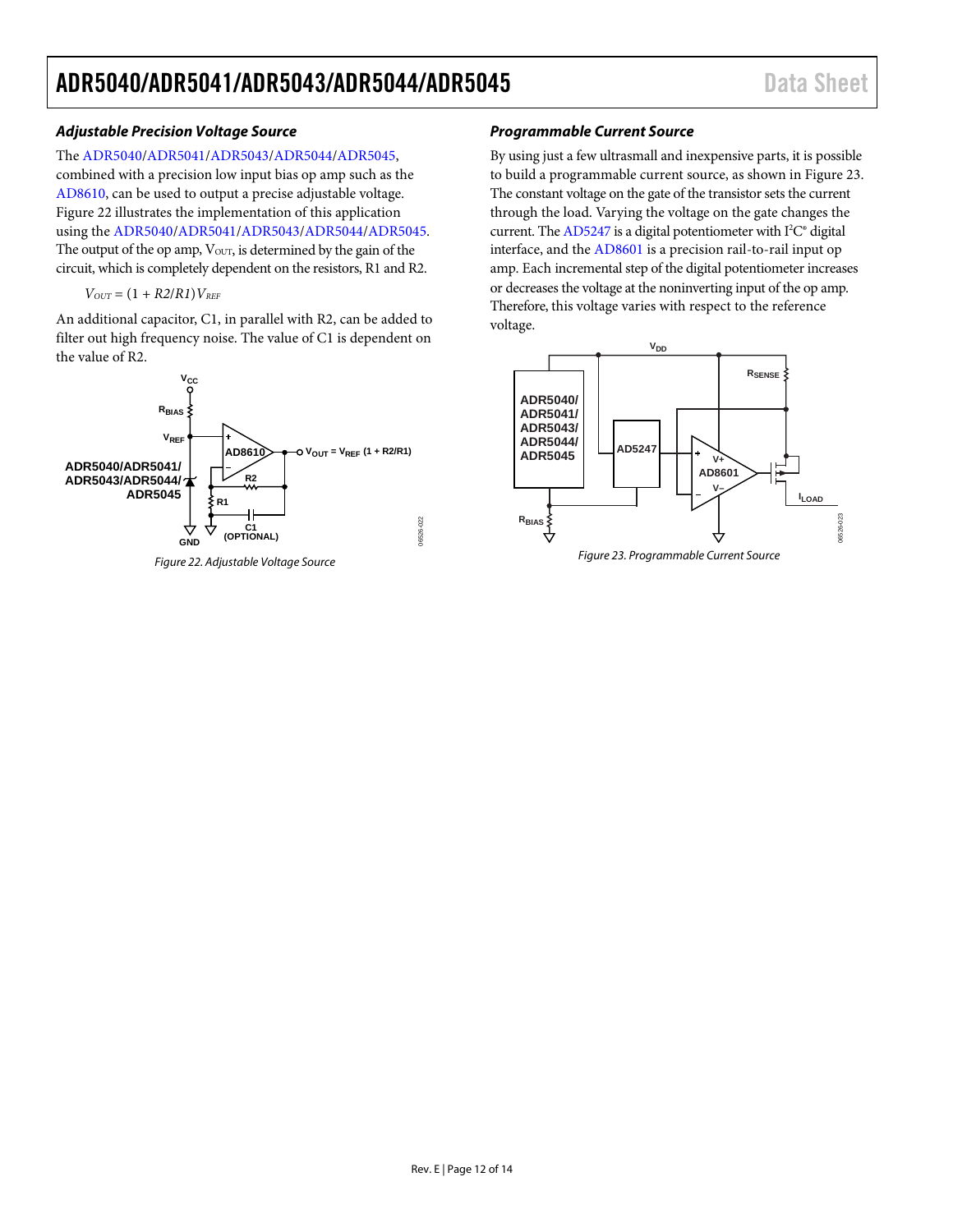### Adjustable Precision Voltage Source

The ADR5040/ADR5041/ADR5043/ADR5044/ADR5045, combined with a precision low input bias op amp such as the AD8610, can be used to output a precise adjustable voltage. Figure 22 illustrates the implementation of this application using the ADR5040/ADR5041/ADR5043/ADR5044/ADR5045. The output of the op amp, $V_{OUT}$, is determined by the gain of the circuit, which is completely dependent on the resistors, R1 and R2.

$$V_{OUT} = (1 + R2/R1)V_{REF}$$

An additional capacitor, C1, in parallel with R2, can be added to filter out high frequency noise. The value of C1 is dependent on the value of R2.

*Figure 22. Adjustable Voltage Source*

### Programmable Current Source

By using just a few ultrasmall and inexpensive parts, it is possible to build a programmable current source, as shown in Figure 23. The constant voltage on the gate of the transistor sets the current through the load. Varying the voltage on the gate changes the current. The AD5247 is a digital potentiometer with I²C® digital interface, and the AD8601 is a precision rail-to-rail input op amp. Each incremental step of the digital potentiometer increases or decreases the voltage at the noninverting input of the op amp. Therefore, this voltage varies with respect to the reference voltage.

*Figure 23. Programmable Current Source*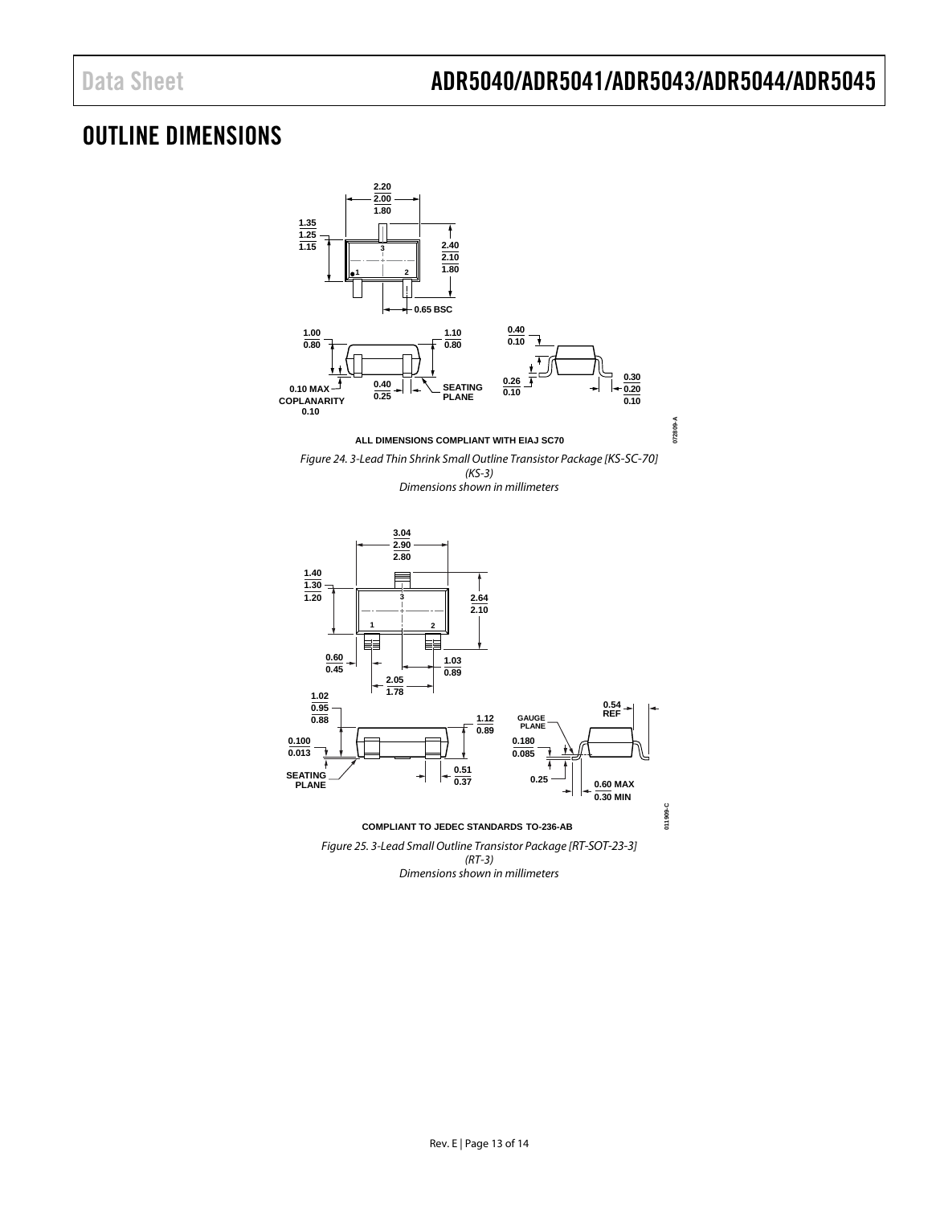# OUTLINE DIMENSIONS

ALL DIMENSIONS COMPLIANT WITH EIAJ SC70

*Figure 24. 3-Lead Thin Shrink Small Outline Transistor Package [KS-SC-70] (KS-3)*
*Dimensions shown in millimeters*

COMPLIANT TO JEDEC STANDARDS TO-236-AB

*Figure 25. 3-Lead Small Outline Transistor Package [RT-SOT-23-3] (RT-3)*
*Dimensions shown in millimeters*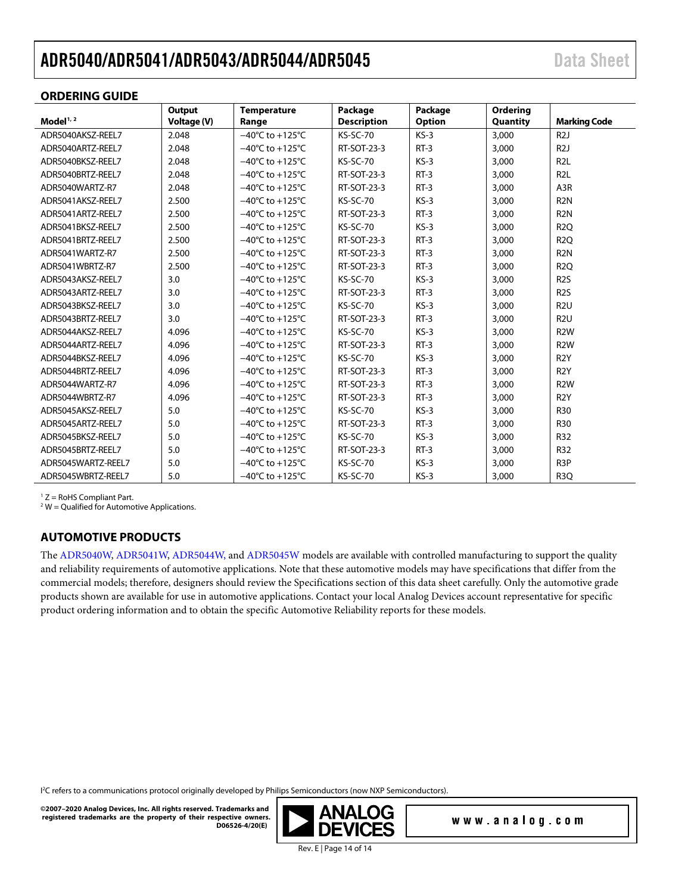## ORDERING GUIDE

| Model[1, 2] | Output Voltage (V) | Temperature Range | Package Description | Package Option | Ordering Quantity | Marking Code |
|---|---|---|---|---|---|---|
| ADR5040AKSZ-REEL7 | 2.048 | −40°C to +125°C | KS-SC-70 | KS-3 | 3,000 | R2J |
| ADR5040ARTZ-REEL7 | 2.048 | −40°C to +125°C | RT-SOT-23-3 | RT-3 | 3,000 | R2J |
| ADR5040BKSZ-REEL7 | 2.048 | −40°C to +125°C | KS-SC-70 | KS-3 | 3,000 | R2L |
| ADR5040BRTZ-REEL7 | 2.048 | −40°C to +125°C | RT-SOT-23-3 | RT-3 | 3,000 | R2L |
| ADR5040WARTZ-R7 | 2.048 | −40°C to +125°C | RT-SOT-23-3 | RT-3 | 3,000 | A3R |
| ADR5041AKSZ-REEL7 | 2.500 | −40°C to +125°C | KS-SC-70 | KS-3 | 3,000 | R2N |
| ADR5041ARTZ-REEL7 | 2.500 | −40°C to +125°C | RT-SOT-23-3 | RT-3 | 3,000 | R2N |
| ADR5041BKSZ-REEL7 | 2.500 | −40°C to +125°C | KS-SC-70 | KS-3 | 3,000 | R2Q |
| ADR5041BRTZ-REEL7 | 2.500 | −40°C to +125°C | RT-SOT-23-3 | RT-3 | 3,000 | R2Q |
| ADR5041WARTZ-R7 | 2.500 | −40°C to +125°C | RT-SOT-23-3 | RT-3 | 3,000 | R2N |
| ADR5041WBRTZ-R7 | 2.500 | −40°C to +125°C | RT-SOT-23-3 | RT-3 | 3,000 | R2Q |
| ADR5043AKSZ-REEL7 | 3.0 | −40°C to +125°C | KS-SC-70 | KS-3 | 3,000 | R2S |
| ADR5043ARTZ-REEL7 | 3.0 | −40°C to +125°C | RT-SOT-23-3 | RT-3 | 3,000 | R2S |
| ADR5043BKSZ-REEL7 | 3.0 | −40°C to +125°C | KS-SC-70 | KS-3 | 3,000 | R2U |
| ADR5043BRTZ-REEL7 | 3.0 | −40°C to +125°C | RT-SOT-23-3 | RT-3 | 3,000 | R2U |
| ADR5044AKSZ-REEL7 | 4.096 | −40°C to +125°C | KS-SC-70 | KS-3 | 3,000 | R2W |
| ADR5044ARTZ-REEL7 | 4.096 | −40°C to +125°C | RT-SOT-23-3 | RT-3 | 3,000 | R2W |
| ADR5044BKSZ-REEL7 | 4.096 | −40°C to +125°C | KS-SC-70 | KS-3 | 3,000 | R2Y |
| ADR5044BRTZ-REEL7 | 4.096 | −40°C to +125°C | RT-SOT-23-3 | RT-3 | 3,000 | R2Y |
| ADR5044WARTZ-R7 | 4.096 | −40°C to +125°C | RT-SOT-23-3 | RT-3 | 3,000 | R2W |
| ADR5044WBRTZ-R7 | 4.096 | −40°C to +125°C | RT-SOT-23-3 | RT-3 | 3,000 | R2Y |
| ADR5045AKSZ-REEL7 | 5.0 | −40°C to +125°C | KS-SC-70 | KS-3 | 3,000 | R30 |
| ADR5045ARTZ-REEL7 | 5.0 | −40°C to +125°C | RT-SOT-23-3 | RT-3 | 3,000 | R30 |
| ADR5045BKSZ-REEL7 | 5.0 | −40°C to +125°C | KS-SC-70 | KS-3 | 3,000 | R32 |
| ADR5045BRTZ-REEL7 | 5.0 | −40°C to +125°C | RT-SOT-23-3 | RT-3 | 3,000 | R32 |
| ADR5045WARTZ-REEL7 | 5.0 | −40°C to +125°C | KS-SC-70 | KS-3 | 3,000 | R3P |
| ADR5045WBRTZ-REEL7 | 5.0 | −40°C to +125°C | KS-SC-70 | KS-3 | 3,000 | R3Q |

[1] Z = RoHS Compliant Part.
[2] W = Qualified for Automotive Applications.

## AUTOMOTIVE PRODUCTS

The ADR5040W, ADR5041W, ADR5044W, and ADR5045W models are available with controlled manufacturing to support the quality and reliability requirements of automotive applications. Note that these automotive models may have specifications that differ from the commercial models; therefore, designers should review the Specifications section of this data sheet carefully. Only the automotive grade products shown are available for use in automotive applications. Contact your local Analog Devices account representative for specific product ordering information and to obtain the specific Automotive Reliability reports for these models.

I²C refers to a communications protocol originally developed by Philips Semiconductors (now NXP Semiconductors).

©2007–2020 Analog Devices, Inc. All rights reserved. Trademarks and registered trademarks are the property of their respective owners. D06526-4/20(E)